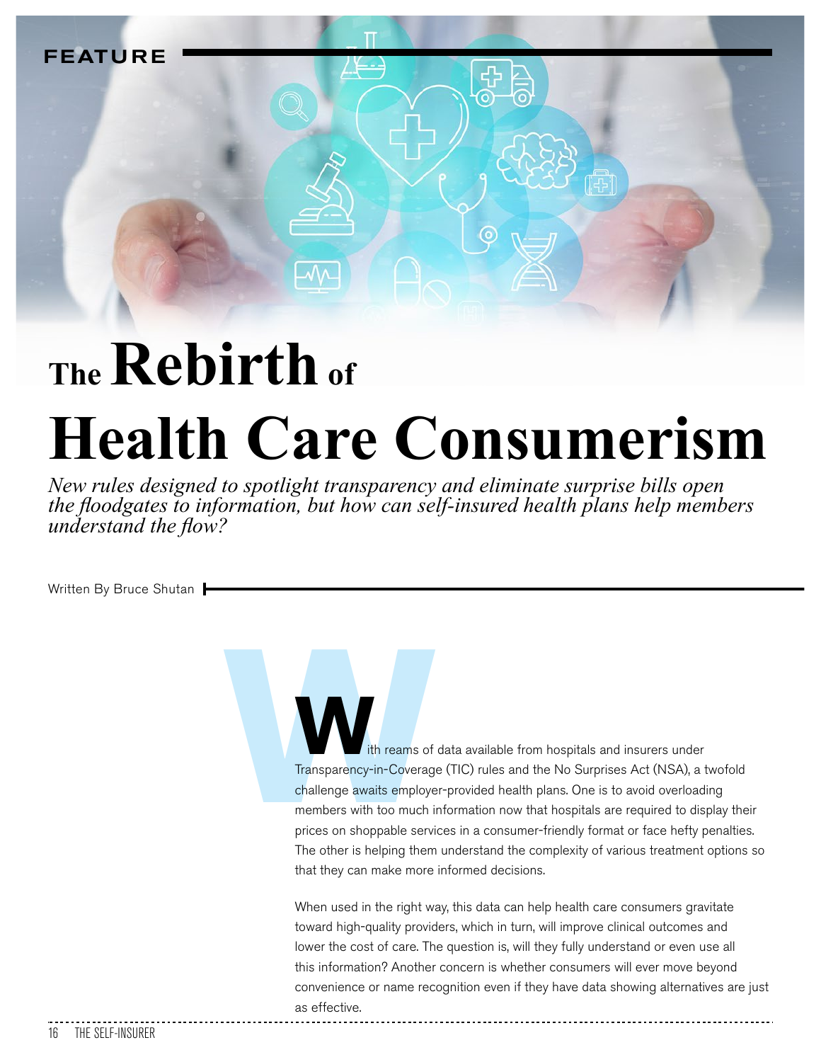FEATURE

# The Rebirth of Health Care Consumerism

*New rules designed to spotlight transparency and eliminate surprise bills open the floodgates to information, but how can self-insured health plans help members understand the flow?*

Written By Bruce Shutan

With reams of data available from hospitals and insurers under Transparency-in-Coverage (TIC) rules and the No Surprises Act (NSA), a twofold challenge awaits employer-provided health plans. One is to avoid overloading members with too much information now that hospitals are required to display their prices on shoppable services in a consumer-friendly format or face hefty penalties. The other is helping them understand the complexity of various treatment options so that they can make more informed decisions.

When used in the right way, this data can help health care consumers gravitate toward high-quality providers, which in turn, will improve clinical outcomes and lower the cost of care. The question is, will they fully understand or even use all this information? Another concern is whether consumers will ever move beyond convenience or name recognition even if they have data showing alternatives are just as effective.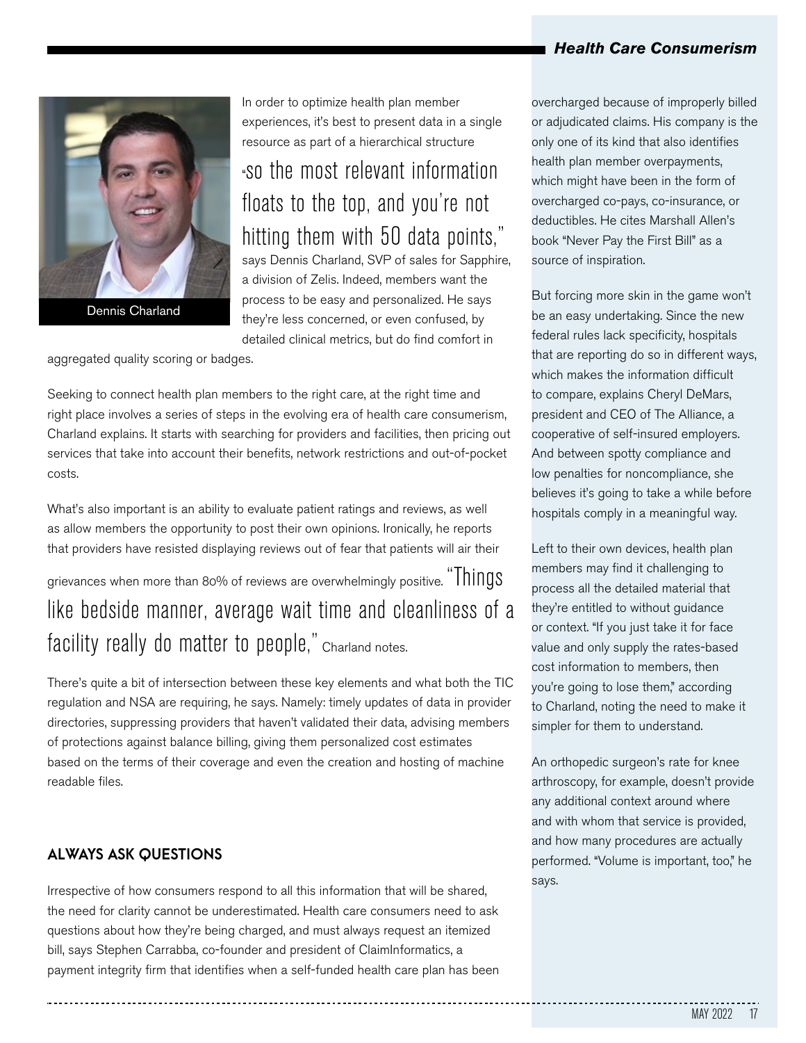In order to optimize health plan member experiences, it's best to present data in a single resource as part of a hierarchical structure "so the most relevant information floats to the top, and you're not hitting them with 50 data points," says Dennis Charland, SVP of sales for Sapphire, a division of Zelis. Indeed, members want the process to be easy and personalized. He says they're less concerned, or even confused, by detailed clinical metrics, but do find comfort in aggregated quality scoring or badges.

Dennis Charland

Seeking to connect health plan members to the right care, at the right time and right place involves a series of steps in the evolving era of health care consumerism, Charland explains. It starts with searching for providers and facilities, then pricing out services that take into account their benefits, network restrictions and out-of-pocket costs.

What's also important is an ability to evaluate patient ratings and reviews, as well as allow members the opportunity to post their own opinions. Ironically, he reports that providers have resisted displaying reviews out of fear that patients will air their grievances when more than 80% of reviews are overwhelmingly positive. "Things like bedside manner, average wait time and cleanliness of a facility really do matter to people," Charland notes.

There's quite a bit of intersection between these key elements and what both the TIC regulation and NSA are requiring, he says. Namely: timely updates of data in provider directories, suppressing providers that haven't validated their data, advising members of protections against balance billing, giving them personalized cost estimates based on the terms of their coverage and even the creation and hosting of machine readable files.

## ALWAYS ASK QUESTIONS

Irrespective of how consumers respond to all this information that will be shared, the need for clarity cannot be underestimated. Health care consumers need to ask questions about how they're being charged, and must always request an itemized bill, says Stephen Carrabba, co-founder and president of ClaimInformatics, a payment integrity firm that identifies when a self-funded health care plan has been overcharged because of improperly billed or adjudicated claims. His company is the only one of its kind that also identifies health plan member overpayments, which might have been in the form of overcharged co-pays, co-insurance, or deductibles. He cites Marshall Allen's book "Never Pay the First Bill" as a source of inspiration.

But forcing more skin in the game won't be an easy undertaking. Since the new federal rules lack specificity, hospitals that are reporting do so in different ways, which makes the information difficult to compare, explains Cheryl DeMars, president and CEO of The Alliance, a cooperative of self-insured employers. And between spotty compliance and low penalties for noncompliance, she believes it's going to take a while before hospitals comply in a meaningful way.

Left to their own devices, health plan members may find it challenging to process all the detailed material that they're entitled to without guidance or context. "If you just take it for face value and only supply the rates-based cost information to members, then you're going to lose them," according to Charland, noting the need to make it simpler for them to understand.

An orthopedic surgeon's rate for knee arthroscopy, for example, doesn't provide any additional context around where and with whom that service is provided, and how many procedures are actually performed. "Volume is important, too," he says.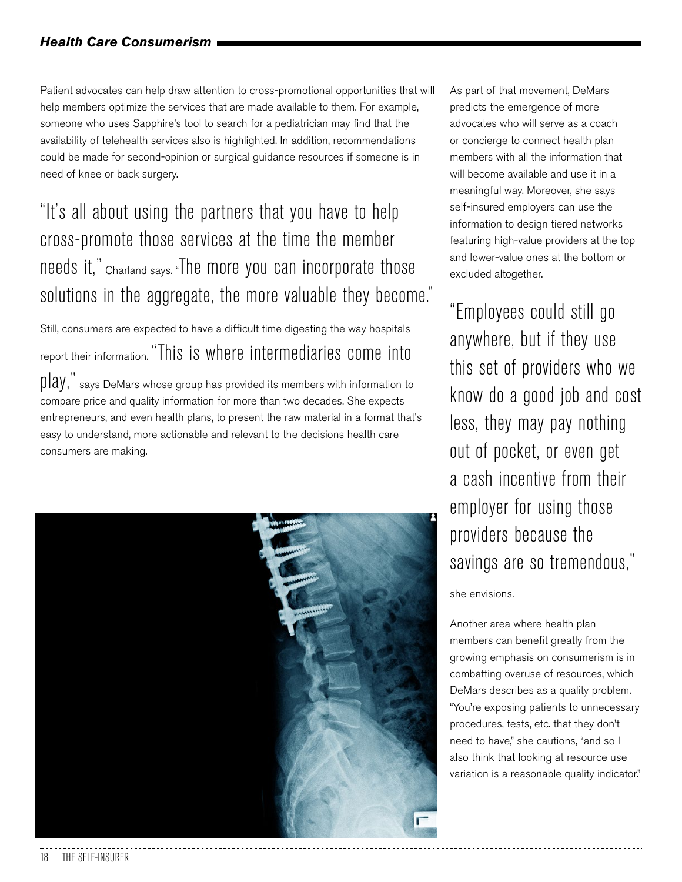Patient advocates can help draw attention to cross-promotional opportunities that will help members optimize the services that are made available to them. For example, someone who uses Sapphire's tool to search for a pediatrician may find that the availability of telehealth services also is highlighted. In addition, recommendations could be made for second-opinion or surgical guidance resources if someone is in need of knee or back surgery.

"It's all about using the partners that you have to help cross-promote those services at the time the member needs it," Charland says. "The more you can incorporate those solutions in the aggregate, the more valuable they become."

Still, consumers are expected to have a difficult time digesting the way hospitals report their information. "This is where intermediaries come into play," says DeMars whose group has provided its members with information to compare price and quality information for more than two decades. She expects entrepreneurs, and even health plans, to present the raw material in a format that's easy to understand, more actionable and relevant to the decisions health care consumers are making.

As part of that movement, DeMars predicts the emergence of more advocates who will serve as a coach or concierge to connect health plan members with all the information that will become available and use it in a meaningful way. Moreover, she says self-insured employers can use the information to design tiered networks featuring high-value providers at the top and lower-value ones at the bottom or excluded altogether.

"Employees could still go anywhere, but if they use this set of providers who we know do a good job and cost less, they may pay nothing out of pocket, or even get a cash incentive from their employer for using those providers because the savings are so tremendous," she envisions.

Another area where health plan members can benefit greatly from the growing emphasis on consumerism is in combatting overuse of resources, which DeMars describes as a quality problem. "You're exposing patients to unnecessary procedures, tests, etc. that they don't need to have," she cautions, "and so I also think that looking at resource use variation is a reasonable quality indicator."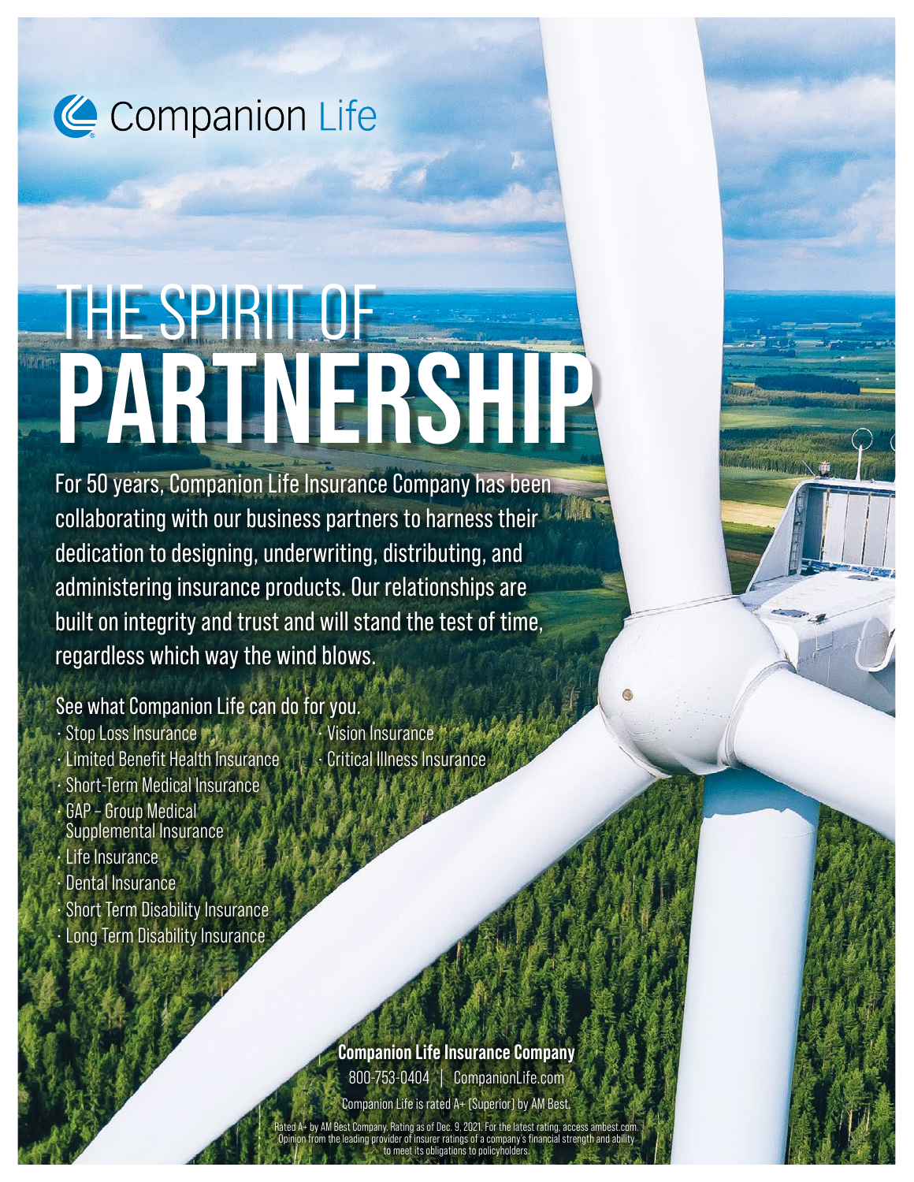Companion Life

# THE SPIRIT OF PARTNERSHIP

For 50 years, Companion Life Insurance Company has been collaborating with our business partners to harness their dedication to designing, underwriting, distributing, and administering insurance products. Our relationships are built on integrity and trust and will stand the test of time, regardless which way the wind blows.

See what Companion Life can do for you.

- Stop Loss Insurance
- Limited Benefit Health Insurance
- Short-Term Medical Insurance
- GAP – Group Medical Supplemental Insurance
- Life Insurance
- Dental Insurance
- Short Term Disability Insurance
- Long Term Disability Insurance
- Vision Insurance
- Critical Illness Insurance

**Companion Life Insurance Company**

800-753-0404 | CompanionLife.com

Companion Life is rated A+ (Superior) by AM Best.

Rated A+ by AM Best Company. Rating as of Dec. 9, 2021. For the latest rating, access ambest.com. Opinion from the leading provider of insurer ratings of a company's financial strength and ability to meet its obligations to policyholders.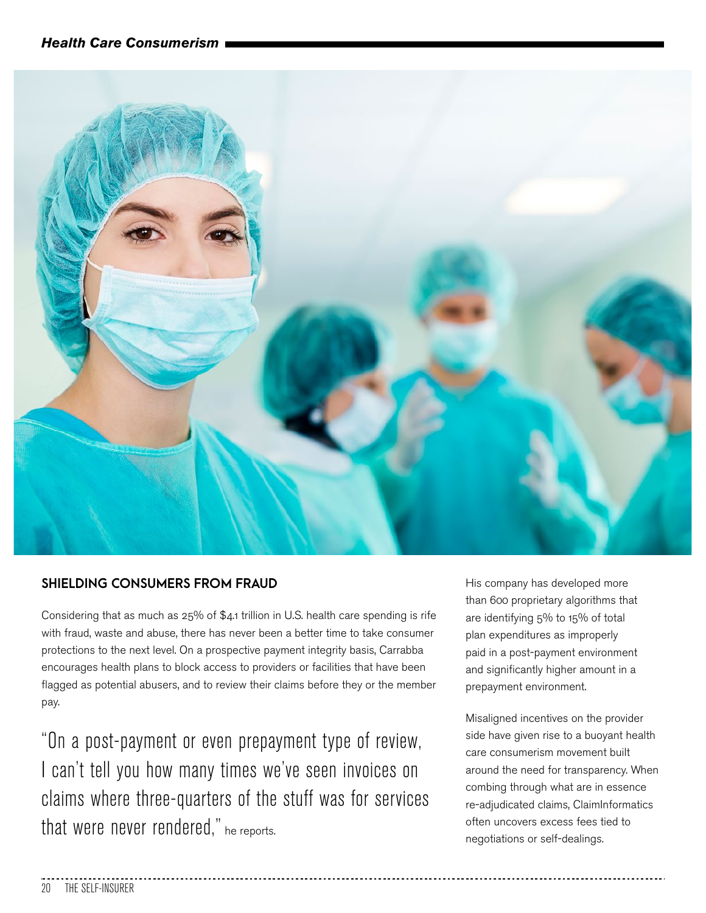## SHIELDING CONSUMERS FROM FRAUD

Considering that as much as 25% of $4.1 trillion in U.S. health care spending is rife with fraud, waste and abuse, there has never been a better time to take consumer protections to the next level. On a prospective payment integrity basis, Carrabba encourages health plans to block access to providers or facilities that have been flagged as potential abusers, and to review their claims before they or the member pay.

"On a post-payment or even prepayment type of review, I can't tell you how many times we've seen invoices on claims where three-quarters of the stuff was for services that were never rendered," he reports.

His company has developed more than 600 proprietary algorithms that are identifying 5% to 15% of total plan expenditures as improperly paid in a post-payment environment and significantly higher amount in a prepayment environment.

Misaligned incentives on the provider side have given rise to a buoyant health care consumerism movement built around the need for transparency. When combing through what are in essence re-adjudicated claims, ClaimInformatics often uncovers excess fees tied to negotiations or self-dealings.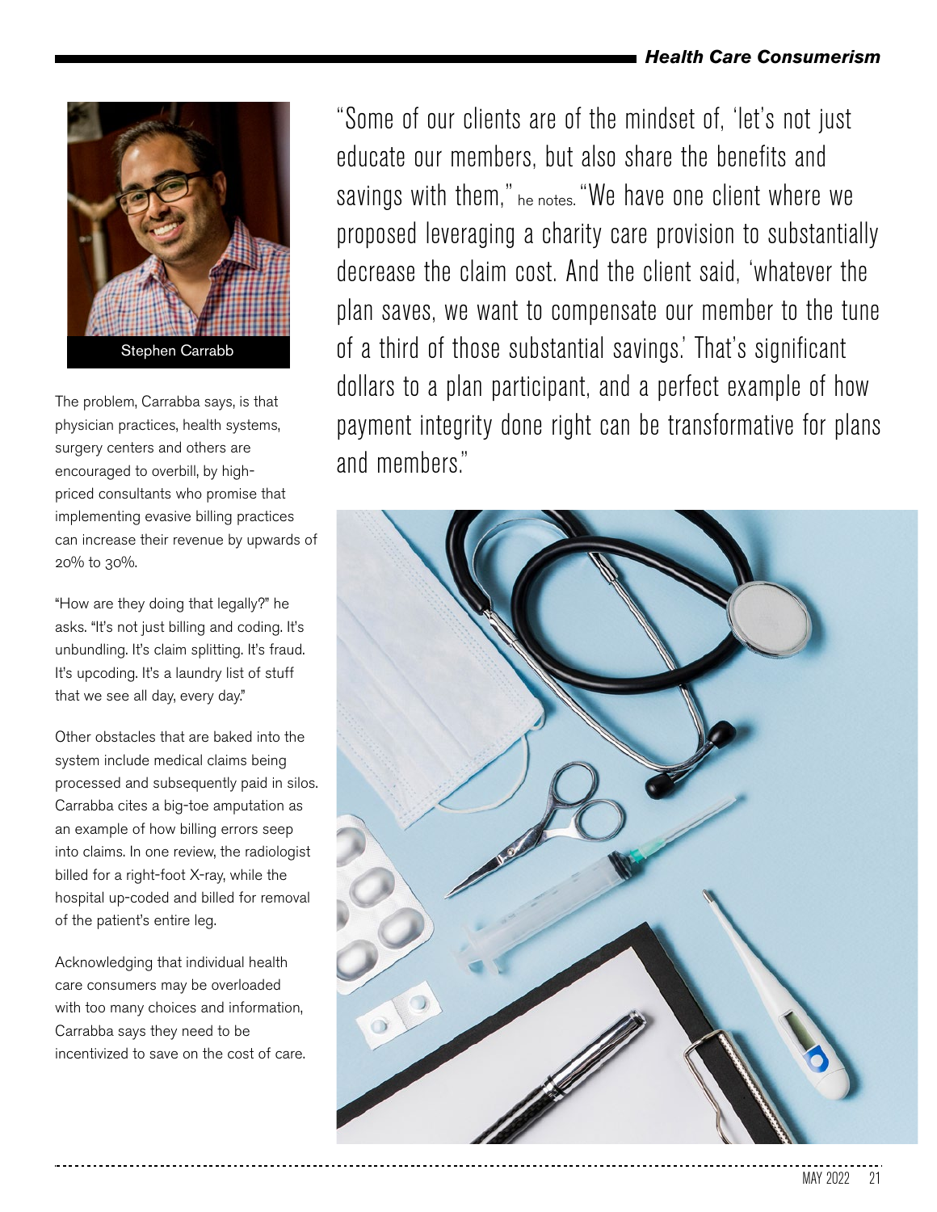Stephen Carrabb

The problem, Carrabba says, is that physician practices, health systems, surgery centers and others are encouraged to overbill, by high-priced consultants who promise that implementing evasive billing practices can increase their revenue by upwards of 20% to 30%.

"How are they doing that legally?" he asks. "It's not just billing and coding. It's unbundling. It's claim splitting. It's fraud. It's upcoding. It's a laundry list of stuff that we see all day, every day."

Other obstacles that are baked into the system include medical claims being processed and subsequently paid in silos. Carrabba cites a big-toe amputation as an example of how billing errors seep into claims. In one review, the radiologist billed for a right-foot X-ray, while the hospital up-coded and billed for removal of the patient's entire leg.

Acknowledging that individual health care consumers may be overloaded with too many choices and information, Carrabba says they need to be incentivized to save on the cost of care.

"Some of our clients are of the mindset of, 'let's not just educate our members, but also share the benefits and savings with them,'" he notes. "We have one client where we proposed leveraging a charity care provision to substantially decrease the claim cost. And the client said, 'whatever the plan saves, we want to compensate our member to the tune of a third of those substantial savings.' That's significant dollars to a plan participant, and a perfect example of how payment integrity done right can be transformative for plans and members."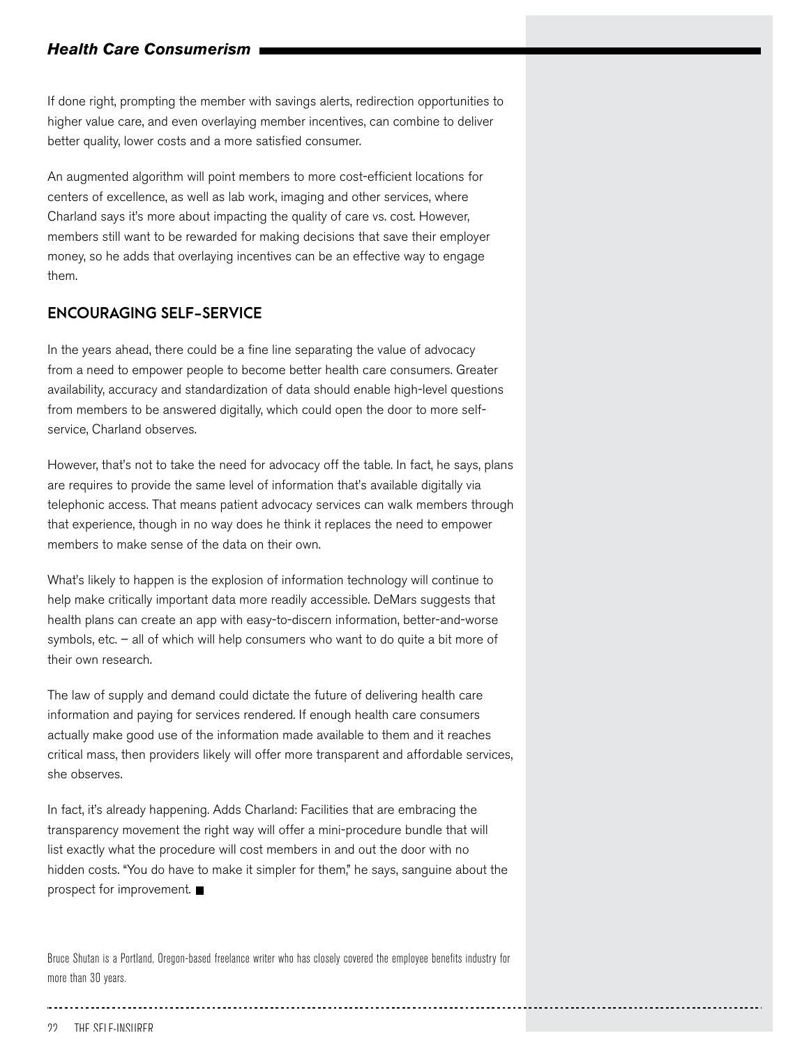If done right, prompting the member with savings alerts, redirection opportunities to higher value care, and even overlaying member incentives, can combine to deliver better quality, lower costs and a more satisfied consumer.

An augmented algorithm will point members to more cost-efficient locations for centers of excellence, as well as lab work, imaging and other services, where Charland says it's more about impacting the quality of care vs. cost. However, members still want to be rewarded for making decisions that save their employer money, so he adds that overlaying incentives can be an effective way to engage them.

## ENCOURAGING SELF-SERVICE

In the years ahead, there could be a fine line separating the value of advocacy from a need to empower people to become better health care consumers. Greater availability, accuracy and standardization of data should enable high-level questions from members to be answered digitally, which could open the door to more self-service, Charland observes.

However, that's not to take the need for advocacy off the table. In fact, he says, plans are requires to provide the same level of information that's available digitally via telephonic access. That means patient advocacy services can walk members through that experience, though in no way does he think it replaces the need to empower members to make sense of the data on their own.

What's likely to happen is the explosion of information technology will continue to help make critically important data more readily accessible. DeMars suggests that health plans can create an app with easy-to-discern information, better-and-worse symbols, etc. – all of which will help consumers who want to do quite a bit more of their own research.

The law of supply and demand could dictate the future of delivering health care information and paying for services rendered. If enough health care consumers actually make good use of the information made available to them and it reaches critical mass, then providers likely will offer more transparent and affordable services, she observes.

In fact, it's already happening. Adds Charland: Facilities that are embracing the transparency movement the right way will offer a mini-procedure bundle that will list exactly what the procedure will cost members in and out the door with no hidden costs. "You do have to make it simpler for them," he says, sanguine about the prospect for improvement. ■

Bruce Shutan is a Portland, Oregon-based freelance writer who has closely covered the employee benefits industry for more than 30 years.